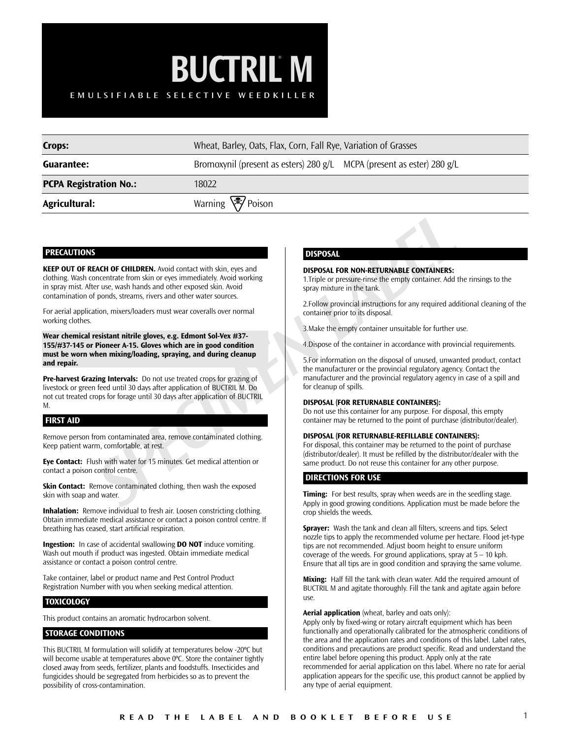# BUCTRIL® M

EMULSIFIABLE SELECTIVE WEEDKILLER

| **Crops:** | Wheat, Barley, Oats, Flax, Corn, Fall Rye, Variation of Grasses |
|---|---|
| **Guarantee:** | Bromoxynil (present as esters) 280 g/L MCPA (present as ester) 280 g/L |
| **PCPA Registration No.:** | 18022 |
| **Agricultural:** | Warning Poison |

## PRECAUTIONS

**KEEP OUT OF REACH OF CHILDREN.** Avoid contact with skin, eyes and clothing. Wash concentrate from skin or eyes immediately. Avoid working in spray mist. After use, wash hands and other exposed skin. Avoid contamination of ponds, streams, rivers and other water sources.

For aerial application, mixers/loaders must wear coveralls over normal working clothes.

**Wear chemical resistant nitrile gloves, e.g. Edmont Sol-Vex #37-155/#37-145 or Pioneer A-15. Gloves which are in good condition must be worn when mixing/loading, spraying, and during cleanup and repair.**

**Pre-harvest Grazing Intervals:** Do not use treated crops for grazing of livestock or green feed until 30 days after application of BUCTRIL M. Do not cut treated crops for forage until 30 days after application of BUCTRIL M.

## FIRST AID

Remove person from contaminated area, remove contaminated clothing. Keep patient warm, comfortable, at rest.

**Eye Contact:** Flush with water for 15 minutes. Get medical attention or contact a poison control centre.

**Skin Contact:** Remove contaminated clothing, then wash the exposed skin with soap and water.

**Inhalation:** Remove individual to fresh air. Loosen constricting clothing. Obtain immediate medical assistance or contact a poison control centre. If breathing has ceased, start artificial respiration.

**Ingestion:** In case of accidental swallowing **DO NOT** induce vomiting. Wash out mouth if product was ingested. Obtain immediate medical assistance or contact a poison control centre.

Take container, label or product name and Pest Control Product Registration Number with you when seeking medical attention.

## TOXICOLOGY

This product contains an aromatic hydrocarbon solvent.

## STORAGE CONDITIONS

This BUCTRIL M formulation will solidify at temperatures below -20ºC but will become usable at temperatures above 0ºC. Store the container tightly closed away from seeds, fertilizer, plants and foodstuffs. Insecticides and fungicides should be segregated from herbicides so as to prevent the possibility of cross-contamination.

## DISPOSAL

**DISPOSAL FOR NON-RETURNABLE CONTAINERS:**

1. Triple or pressure-rinse the empty container. Add the rinsings to the spray mixture in the tank.
2. Follow provincial instructions for any required additional cleaning of the container prior to its disposal.
3. Make the empty container unsuitable for further use.
4. Dispose of the container in accordance with provincial requirements.
5. For information on the disposal of unused, unwanted product, contact the manufacturer or the provincial regulatory agency. Contact the manufacturer and the provincial regulatory agency in case of a spill and for cleanup of spills.

**DISPOSAL (FOR RETURNABLE CONTAINERS):**
Do not use this container for any purpose. For disposal, this empty container may be returned to the point of purchase (distributor/dealer).

**DISPOSAL (FOR RETURNABLE-REFILLABLE CONTAINERS):**
For disposal, this container may be returned to the point of purchase (distributor/dealer). It must be refilled by the distributor/dealer with the same product. Do not reuse this container for any other purpose.

## DIRECTIONS FOR USE

**Timing:** For best results, spray when weeds are in the seedling stage. Apply in good growing conditions. Application must be made before the crop shields the weeds.

**Sprayer:** Wash the tank and clean all filters, screens and tips. Select nozzle tips to apply the recommended volume per hectare. Flood jet-type tips are not recommended. Adjust boom height to ensure uniform coverage of the weeds. For ground applications, spray at 5 – 10 kph. Ensure that all tips are in good condition and spraying the same volume.

**Mixing:** Half fill the tank with clean water. Add the required amount of BUCTRIL M and agitate thoroughly. Fill the tank and agitate again before use.

**Aerial application** (wheat, barley and oats only):
Apply only by fixed-wing or rotary aircraft equipment which has been functionally and operationally calibrated for the atmospheric conditions of the area and the application rates and conditions of this label. Label rates, conditions and precautions are product specific. Read and understand the entire label before opening this product. Apply only at the rate recommended for aerial application on this label. Where no rate for aerial application appears for the specific use, this product cannot be applied by any type of aerial equipment.

READ THE LABEL AND BOOKLET BEFORE USE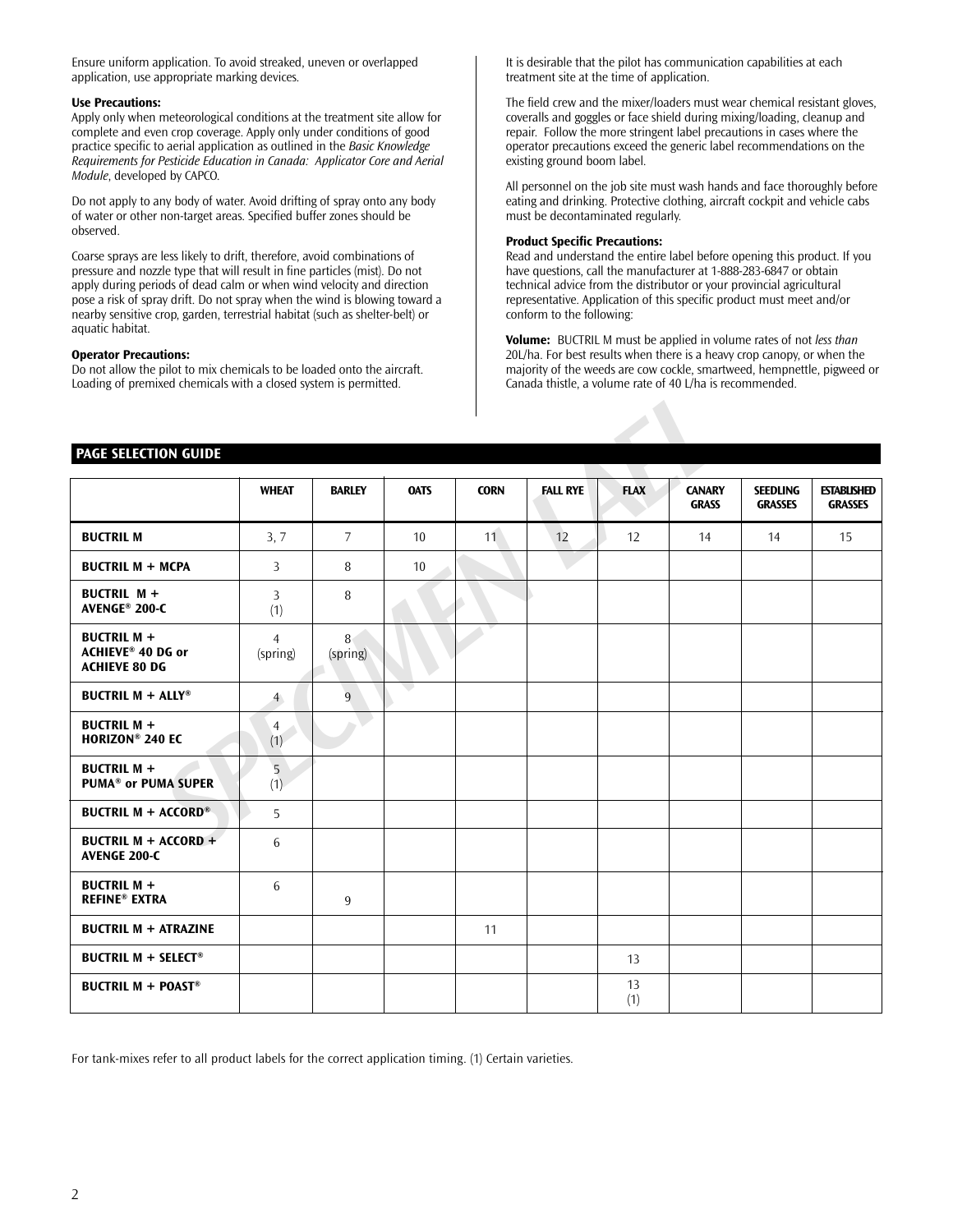Ensure uniform application. To avoid streaked, uneven or overlapped application, use appropriate marking devices.

**Use Precautions:**
Apply only when meteorological conditions at the treatment site allow for complete and even crop coverage. Apply only under conditions of good practice specific to aerial application as outlined in the *Basic Knowledge Requirements for Pesticide Education in Canada: Applicator Core and Aerial Module*, developed by CAPCO.

Do not apply to any body of water. Avoid drifting of spray onto any body of water or other non-target areas. Specified buffer zones should be observed.

Coarse sprays are less likely to drift, therefore, avoid combinations of pressure and nozzle type that will result in fine particles (mist). Do not apply during periods of dead calm or when wind velocity and direction pose a risk of spray drift. Do not spray when the wind is blowing toward a nearby sensitive crop, garden, terrestrial habitat (such as shelter-belt) or aquatic habitat.

**Operator Precautions:**
Do not allow the pilot to mix chemicals to be loaded onto the aircraft. Loading of premixed chemicals with a closed system is permitted.

It is desirable that the pilot has communication capabilities at each treatment site at the time of application.

The field crew and the mixer/loaders must wear chemical resistant gloves, coveralls and goggles or face shield during mixing/loading, cleanup and repair. Follow the more stringent label precautions in cases where the operator precautions exceed the generic label recommendations on the existing ground boom label.

All personnel on the job site must wash hands and face thoroughly before eating and drinking. Protective clothing, aircraft cockpit and vehicle cabs must be decontaminated regularly.

**Product Specific Precautions:**
Read and understand the entire label before opening this product. If you have questions, call the manufacturer at 1-888-283-6847 or obtain technical advice from the distributor or your provincial agricultural representative. Application of this specific product must meet and/or conform to the following:

**Volume:** BUCTRIL M must be applied in volume rates of not *less than* 20L/ha. For best results when there is a heavy crop canopy, or when the majority of the weeds are cow cockle, smartweed, hempnettle, pigweed or Canada thistle, a volume rate of 40 L/ha is recommended.

## PAGE SELECTION GUIDE

| | WHEAT | BARLEY | OATS | CORN | FALL RYE | FLAX | CANARY GRASS | SEEDLING GRASSES | ESTABLISHED GRASSES |
|---|---|---|---|---|---|---|---|---|---|
| **BUCTRIL M** | 3, 7 | 7 | 10 | 11 | 12 | 12 | 14 | 14 | 15 |
| **BUCTRIL M + MCPA** | 3 | 8 | 10 | | | | | | |
| **BUCTRIL M + AVENGE® 200-C** | 3 (1) | 8 | | | | | | | |
| **BUCTRIL M + ACHIEVE® 40 DG or ACHIEVE 80 DG** | 4 (spring) | 8 (spring) | | | | | | | |
| **BUCTRIL M + ALLY®** | 4 | 9 | | | | | | | |
| **BUCTRIL M + HORIZON® 240 EC** | 4 (1) | | | | | | | | |
| **BUCTRIL M + PUMA® or PUMA SUPER** | 5 (1) | | | | | | | | |
| **BUCTRIL M + ACCORD®** | 5 | | | | | | | | |
| **BUCTRIL M + ACCORD + AVENGE 200-C** | 6 | | | | | | | | |
| **BUCTRIL M + REFINE® EXTRA** | 6 | 9 | | | | | | | |
| **BUCTRIL M + ATRAZINE** | | | | 11 | | | | | |
| **BUCTRIL M + SELECT®** | | | | | | 13 | | | |
| **BUCTRIL M + POAST®** | | | | | | 13 (1) | | | |

For tank-mixes refer to all product labels for the correct application timing. (1) Certain varieties.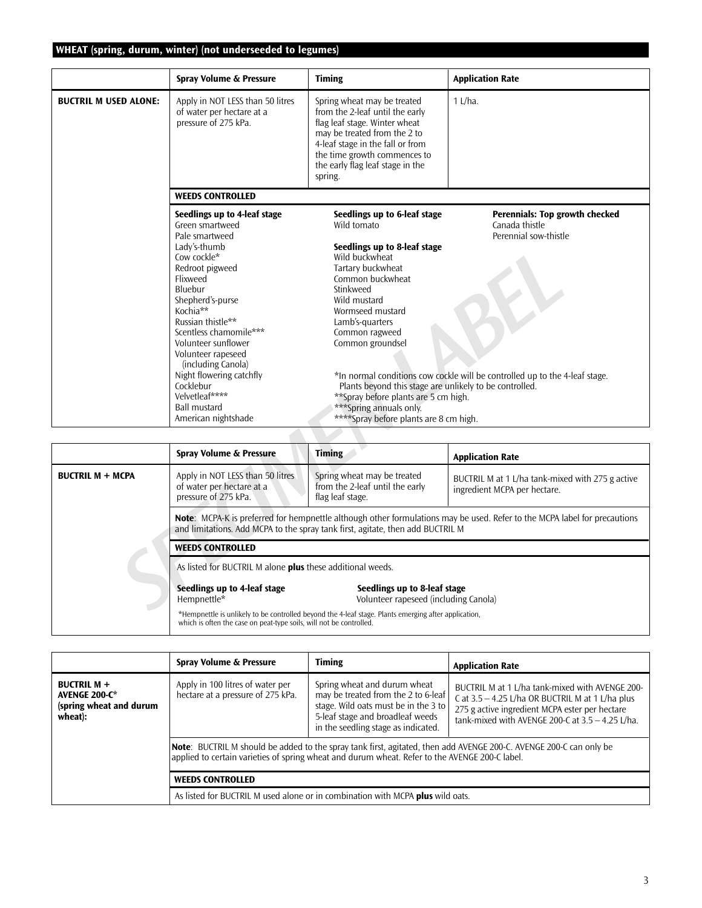## WHEAT (spring, durum, winter) (not underseeded to legumes)

| | Spray Volume & Pressure | Timing | Application Rate |
|---|---|---|---|
| **BUCTRIL M USED ALONE:** | Apply in NOT LESS than 50 litres of water per hectare at a pressure of 275 kPa. | Spring wheat may be treated from the 2-leaf until the early flag leaf stage. Winter wheat may be treated from the 2 to 4-leaf stage in the fall or from the time growth commences to the early flag leaf stage in the spring. | 1 L/ha. |

**WEEDS CONTROLLED**

**Seedlings up to 4-leaf stage**
- Green smartweed
- Pale smartweed
- Lady's-thumb
- Cow cockle*
- Redroot pigweed
- Flixweed
- Bluebur
- Shepherd's-purse
- Kochia**
- Russian thistle**
- Scentless chamomile***
- Volunteer sunflower
- Volunteer rapeseed (including Canola)
- Night flowering catchfly
- Cocklebur
- Velvetleaf****
- Ball mustard
- American nightshade

**Seedlings up to 6-leaf stage**
- Wild tomato

**Seedlings up to 8-leaf stage**
- Wild buckwheat
- Tartary buckwheat
- Common buckwheat
- Stinkweed
- Wild mustard
- Wormseed mustard
- Lamb's-quarters
- Common ragweed
- Common groundsel

**Perennials: Top growth checked**
- Canada thistle
- Perennial sow-thistle

*In normal conditions cow cockle will be controlled up to the 4-leaf stage. Plants beyond this stage are unlikely to be controlled.
**Spray before plants are 5 cm high.
***Spring annuals only.
****Spray before plants are 8 cm high.

| | Spray Volume & Pressure | Timing | Application Rate |
|---|---|---|---|
| **BUCTRIL M + MCPA** | Apply in NOT LESS than 50 litres of water per hectare at a pressure of 275 kPa. | Spring wheat may be treated from the 2-leaf until the early flag leaf stage. | BUCTRIL M at 1 L/ha tank-mixed with 275 g active ingredient MCPA per hectare. |

**Note**: MCPA-K is preferred for hempnettle although other formulations may be used. Refer to the MCPA label for precautions and limitations. Add MCPA to the spray tank first, agitate, then add BUCTRIL M

**WEEDS CONTROLLED**

As listed for BUCTRIL M alone **plus** these additional weeds.

**Seedlings up to 4-leaf stage**
- Hempnettle*

**Seedlings up to 8-leaf stage**
- Volunteer rapeseed (including Canola)

*Hempnettle is unlikely to be controlled beyond the 4-leaf stage. Plants emerging after application, which is often the case on peat-type soils, will not be controlled.

| | Spray Volume & Pressure | Timing | Application Rate |
|---|---|---|---|
| **BUCTRIL M + AVENGE 200-C* (spring wheat and durum wheat):** | Apply in 100 litres of water per hectare at a pressure of 275 kPa. | Spring wheat and durum wheat may be treated from the 2 to 6-leaf stage. Wild oats must be in the 3 to 5-leaf stage and broadleaf weeds in the seedling stage as indicated. | BUCTRIL M at 1 L/ha tank-mixed with AVENGE 200-C at 3.5 – 4.25 L/ha OR BUCTRIL M at 1 L/ha plus 275 g active ingredient MCPA ester per hectare tank-mixed with AVENGE 200-C at 3.5 – 4.25 L/ha. |

**Note**: BUCTRIL M should be added to the spray tank first, agitated, then add AVENGE 200-C. AVENGE 200-C can only be applied to certain varieties of spring wheat and durum wheat. Refer to the AVENGE 200-C label.

**WEEDS CONTROLLED**

As listed for BUCTRIL M used alone or in combination with MCPA **plus** wild oats.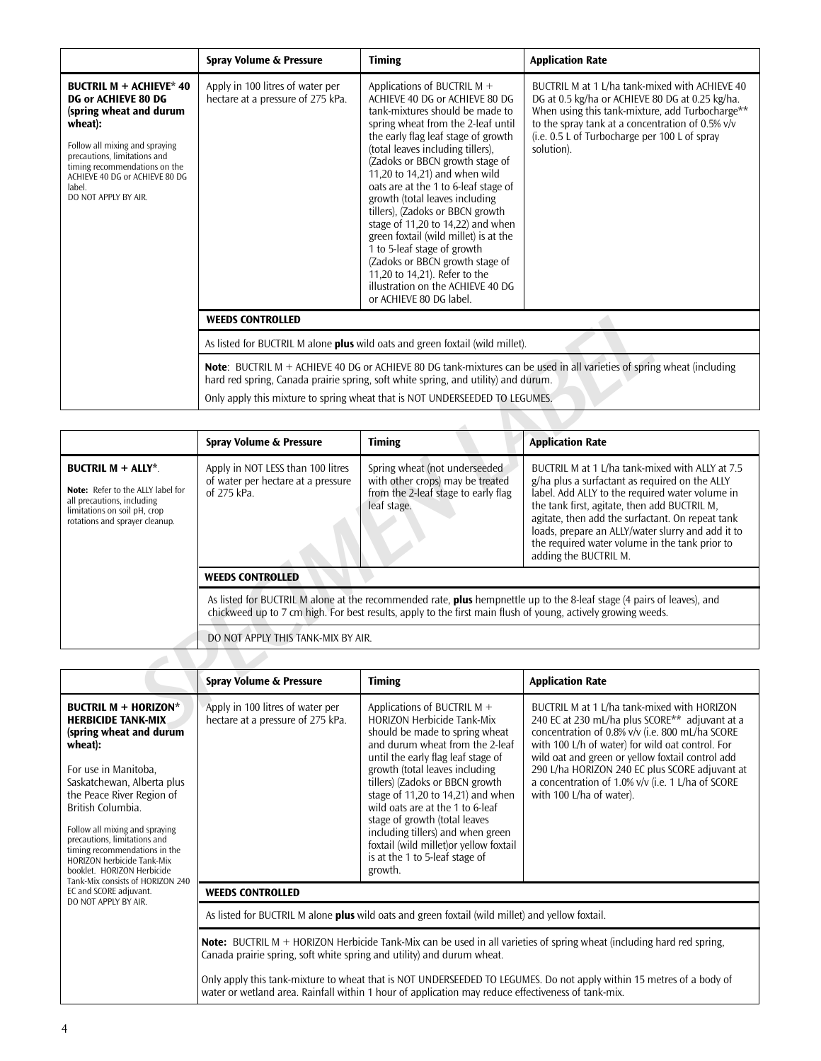| | Spray Volume & Pressure | Timing | Application Rate |
|---|---|---|---|
| **BUCTRIL M + ACHIEVE* 40 DG or ACHIEVE 80 DG (spring wheat and durum wheat):**<br><br>Follow all mixing and spraying precautions, limitations and timing recommendations on the ACHIEVE 40 DG or ACHIEVE 80 DG label.<br>DO NOT APPLY BY AIR. | Apply in 100 litres of water per hectare at a pressure of 275 kPa. | Applications of BUCTRIL M + ACHIEVE 40 DG or ACHIEVE 80 DG tank-mixtures should be made to spring wheat from the 2-leaf until the early flag leaf stage of growth (total leaves including tillers), (Zadoks or BBCN growth stage of 11,20 to 14,21) and when wild oats are at the 1 to 6-leaf stage of growth (total leaves including tillers), (Zadoks or BBCN growth stage of 11,20 to 14,22) and when green foxtail (wild millet) is at the 1 to 5-leaf stage of growth (Zadoks or BBCN growth stage of 11,20 to 14,21). Refer to the illustration on the ACHIEVE 40 DG or ACHIEVE 80 DG label. | BUCTRIL M at 1 L/ha tank-mixed with ACHIEVE 40 DG at 0.5 kg/ha or ACHIEVE 80 DG at 0.25 kg/ha. When using this tank-mixture, add Turbocharge** to the spray tank at a concentration of 0.5% v/v (i.e. 0.5 L of Turbocharge per 100 L of spray solution). |
| | **WEEDS CONTROLLED** | | |
| | As listed for BUCTRIL M alone **plus** wild oats and green foxtail (wild millet). | | |
| | **Note**: BUCTRIL M + ACHIEVE 40 DG or ACHIEVE 80 DG tank-mixtures can be used in all varieties of spring wheat (including hard red spring, Canada prairie spring, soft white spring, and utility) and durum.<br>Only apply this mixture to spring wheat that is NOT UNDERSEEDED TO LEGUMES. | | |

| | Spray Volume & Pressure | Timing | Application Rate |
|---|---|---|---|
| **BUCTRIL M + ALLY***.<br><br>**Note:** Refer to the ALLY label for all precautions, including limitations on soil pH, crop rotations and sprayer cleanup. | Apply in NOT LESS than 100 litres of water per hectare at a pressure of 275 kPa. | Spring wheat (not underseeded with other crops) may be treated from the 2-leaf stage to early flag leaf stage. | BUCTRIL M at 1 L/ha tank-mixed with ALLY at 7.5 g/ha plus a surfactant as required on the ALLY label. Add ALLY to the required water volume in the tank first, agitate, then add BUCTRIL M, agitate, then add the surfactant. On repeat tank loads, prepare an ALLY/water slurry and add it to the required water volume in the tank prior to adding the BUCTRIL M. |
| | **WEEDS CONTROLLED** | | |
| | As listed for BUCTRIL M alone at the recommended rate, **plus** hempnettle up to the 8-leaf stage (4 pairs of leaves), and chickweed up to 7 cm high. For best results, apply to the first main flush of young, actively growing weeds. | | |
| | DO NOT APPLY THIS TANK-MIX BY AIR. | | |

| | Spray Volume & Pressure | Timing | Application Rate |
|---|---|---|---|
| **BUCTRIL M + HORIZON* HERBICIDE TANK-MIX (spring wheat and durum wheat):**<br><br>For use in Manitoba, Saskatchewan, Alberta plus the Peace River Region of British Columbia.<br><br>Follow all mixing and spraying precautions, limitations and timing recommendations in the HORIZON herbicide Tank-Mix booklet. HORIZON Herbicide Tank-Mix consists of HORIZON 240 EC and SCORE adjuvant.<br>DO NOT APPLY BY AIR. | Apply in 100 litres of water per hectare at a pressure of 275 kPa. | Applications of BUCTRIL M + HORIZON Herbicide Tank-Mix should be made to spring wheat and durum wheat from the 2-leaf until the early flag leaf stage of growth (total leaves including tillers) (Zadoks or BBCN growth stage of 11,20 to 14,21) and when wild oats are at the 1 to 6-leaf stage of growth (total leaves including tillers) and when green foxtail (wild millet)or yellow foxtail is at the 1 to 5-leaf stage of growth. | BUCTRIL M at 1 L/ha tank-mixed with HORIZON 240 EC at 230 mL/ha plus SCORE** adjuvant at a concentration of 0.8% v/v (i.e. 800 mL/ha SCORE with 100 L/h of water) for wild oat control. For wild oat and green or yellow foxtail control add 290 L/ha HORIZON 240 EC plus SCORE adjuvant at a concentration of 1.0% v/v (i.e. 1 L/ha of SCORE with 100 L/ha of water). |
| | **WEEDS CONTROLLED** | | |
| | As listed for BUCTRIL M alone **plus** wild oats and green foxtail (wild millet) and yellow foxtail. | | |
| | **Note:** BUCTRIL M + HORIZON Herbicide Tank-Mix can be used in all varieties of spring wheat (including hard red spring, Canada prairie spring, soft white spring and utility) and durum wheat.<br><br>Only apply this tank-mixture to wheat that is NOT UNDERSEEDED TO LEGUMES. Do not apply within 15 metres of a body of water or wetland area. Rainfall within 1 hour of application may reduce effectiveness of tank-mix. | | |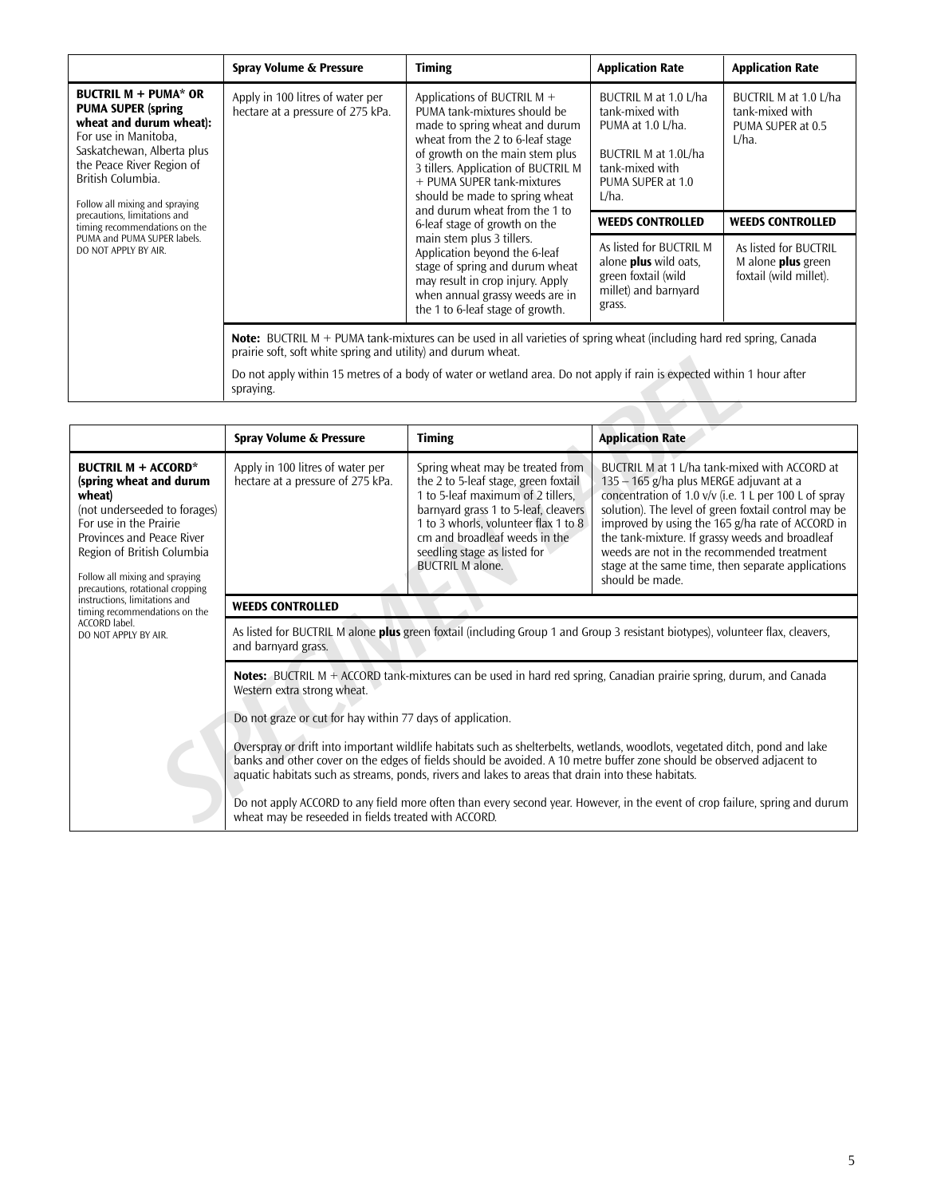|  | Spray Volume & Pressure | Timing | Application Rate | Application Rate |
| --- | --- | --- | --- | --- |
| **BUCTRIL M + PUMA* OR PUMA SUPER (spring wheat and durum wheat):** For use in Manitoba, Saskatchewan, Alberta plus the Peace River Region of British Columbia.<br><br>Follow all mixing and spraying precautions, limitations and timing recommendations on the PUMA and PUMA SUPER labels. DO NOT APPLY BY AIR. | Apply in 100 litres of water per hectare at a pressure of 275 kPa. | Applications of BUCTRIL M + PUMA tank-mixtures should be made to spring wheat and durum wheat from the 2 to 6-leaf stage of growth on the main stem plus 3 tillers. Application of BUCTRIL M + PUMA SUPER tank-mixtures should be made to spring wheat and durum wheat from the 1 to 6-leaf stage of growth on the main stem plus 3 tillers. Application beyond the 6-leaf stage of spring and durum wheat may result in crop injury. Apply when annual grassy weeds are in the 1 to 6-leaf stage of growth. | BUCTRIL M at 1.0 L/ha tank-mixed with PUMA at 1.0 L/ha.<br><br>BUCTRIL M at 1.0L/ha tank-mixed with PUMA SUPER at 1.0 L/ha. | BUCTRIL M at 1.0 L/ha tank-mixed with PUMA SUPER at 0.5 L/ha. |
|  |  |  | **WEEDS CONTROLLED** | **WEEDS CONTROLLED** |
|  |  |  | As listed for BUCTRIL M alone **plus** wild oats, green foxtail (wild millet) and barnyard grass. | As listed for BUCTRIL M alone **plus** green foxtail (wild millet). |
|  | **Note:** BUCTRIL M + PUMA tank-mixtures can be used in all varieties of spring wheat (including hard red spring, Canada prairie soft, soft white spring and utility) and durum wheat.<br><br>Do not apply within 15 metres of a body of water or wetland area. Do not apply if rain is expected within 1 hour after spraying. |  |  |  |

|  | Spray Volume & Pressure | Timing | Application Rate |
| --- | --- | --- | --- |
| **BUCTRIL M + ACCORD* (spring wheat and durum wheat)** (not underseeded to forages) For use in the Prairie Provinces and Peace River Region of British Columbia<br><br>Follow all mixing and spraying precautions, rotational cropping instructions, limitations and timing recommendations on the ACCORD label. DO NOT APPLY BY AIR. | Apply in 100 litres of water per hectare at a pressure of 275 kPa. | Spring wheat may be treated from the 2 to 5-leaf stage, green foxtail 1 to 5-leaf maximum of 2 tillers, barnyard grass 1 to 5-leaf, cleavers 1 to 3 whorls, volunteer flax 1 to 8 cm and broadleaf weeds in the seedling stage as listed for BUCTRIL M alone. | BUCTRIL M at 1 L/ha tank-mixed with ACCORD at 135 – 165 g/ha plus MERGE adjuvant at a concentration of 1.0 v/v (i.e. 1 L per 100 L of spray solution). The level of green foxtail control may be improved by using the 165 g/ha rate of ACCORD in the tank-mixture. If grassy weeds and broadleaf weeds are not in the recommended treatment stage at the same time, then separate applications should be made. |
|  | **WEEDS CONTROLLED** |  |  |
|  | As listed for BUCTRIL M alone **plus** green foxtail (including Group 1 and Group 3 resistant biotypes), volunteer flax, cleavers, and barnyard grass. |  |  |
|  | **Notes:** BUCTRIL M + ACCORD tank-mixtures can be used in hard red spring, Canadian prairie spring, durum, and Canada Western extra strong wheat.<br><br>Do not graze or cut for hay within 77 days of application.<br><br>Overspray or drift into important wildlife habitats such as shelterbelts, wetlands, woodlots, vegetated ditch, pond and lake banks and other cover on the edges of fields should be avoided. A 10 metre buffer zone should be observed adjacent to aquatic habitats such as streams, ponds, rivers and lakes to areas that drain into these habitats.<br><br>Do not apply ACCORD to any field more often than every second year. However, in the event of crop failure, spring and durum wheat may be reseeded in fields treated with ACCORD. |  |  |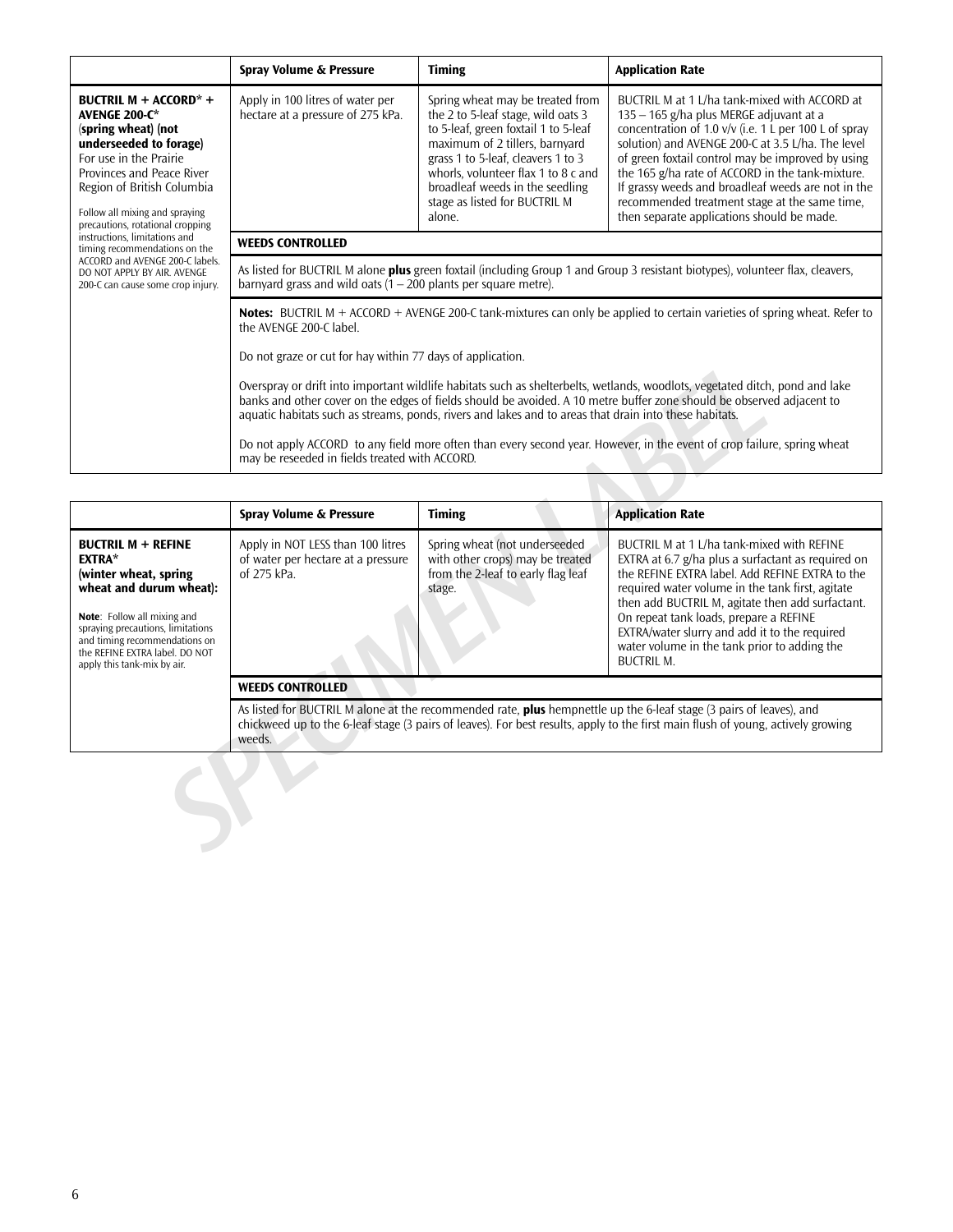| | Spray Volume & Pressure | Timing | Application Rate |
|---|---|---|---|
| **BUCTRIL M + ACCORD* + AVENGE 200-C*** (**spring wheat**) (**not underseeded to forage**) For use in the Prairie Provinces and Peace River Region of British Columbia<br><br>Follow all mixing and spraying precautions, rotational cropping instructions, limitations and timing recommendations on the ACCORD and AVENGE 200-C labels. DO NOT APPLY BY AIR. AVENGE 200-C can cause some crop injury. | Apply in 100 litres of water per hectare at a pressure of 275 kPa. | Spring wheat may be treated from the 2 to 5-leaf stage, wild oats 3 to 5-leaf, green foxtail 1 to 5-leaf maximum of 2 tillers, barnyard grass 1 to 5-leaf, cleavers 1 to 3 whorls, volunteer flax 1 to 8 c and broadleaf weeds in the seedling stage as listed for BUCTRIL M alone. | BUCTRIL M at 1 L/ha tank-mixed with ACCORD at 135 – 165 g/ha plus MERGE adjuvant at a concentration of 1.0 v/v (i.e. 1 L per 100 L of spray solution) and AVENGE 200-C at 3.5 L/ha. The level of green foxtail control may be improved by using the 165 g/ha rate of ACCORD in the tank-mixture. If grassy weeds and broadleaf weeds are not in the recommended treatment stage at the same time, then separate applications should be made. |
| | **WEEDS CONTROLLED** | | |
| | As listed for BUCTRIL M alone **plus** green foxtail (including Group 1 and Group 3 resistant biotypes), volunteer flax, cleavers, barnyard grass and wild oats (1 – 200 plants per square metre). | | |
| | **Notes:** BUCTRIL M + ACCORD + AVENGE 200-C tank-mixtures can only be applied to certain varieties of spring wheat. Refer to the AVENGE 200-C label.<br><br>Do not graze or cut for hay within 77 days of application.<br><br>Overspray or drift into important wildlife habitats such as shelterbelts, wetlands, woodlots, vegetated ditch, pond and lake banks and other cover on the edges of fields should be avoided. A 10 metre buffer zone should be observed adjacent to aquatic habitats such as streams, ponds, rivers and lakes and to areas that drain into these habitats.<br><br>Do not apply ACCORD to any field more often than every second year. However, in the event of crop failure, spring wheat may be reseeded in fields treated with ACCORD. | | |

| | Spray Volume & Pressure | Timing | Application Rate |
|---|---|---|---|
| **BUCTRIL M + REFINE EXTRA*** (**winter wheat, spring wheat and durum wheat**):<br><br>**Note**: Follow all mixing and spraying precautions, limitations and timing recommendations on the REFINE EXTRA label. DO NOT apply this tank-mix by air. | Apply in NOT LESS than 100 litres of water per hectare at a pressure of 275 kPa. | Spring wheat (not underseeded with other crops) may be treated from the 2-leaf to early flag leaf stage. | BUCTRIL M at 1 L/ha tank-mixed with REFINE EXTRA at 6.7 g/ha plus a surfactant as required on the REFINE EXTRA label. Add REFINE EXTRA to the required water volume in the tank first, agitate then add BUCTRIL M, agitate then add surfactant. On repeat tank loads, prepare a REFINE EXTRA/water slurry and add it to the required water volume in the tank prior to adding the BUCTRIL M. |
| | **WEEDS CONTROLLED** | | |
| | As listed for BUCTRIL M alone at the recommended rate, **plus** hempnettle up the 6-leaf stage (3 pairs of leaves), and chickweed up to the 6-leaf stage (3 pairs of leaves). For best results, apply to the first main flush of young, actively growing weeds. | | |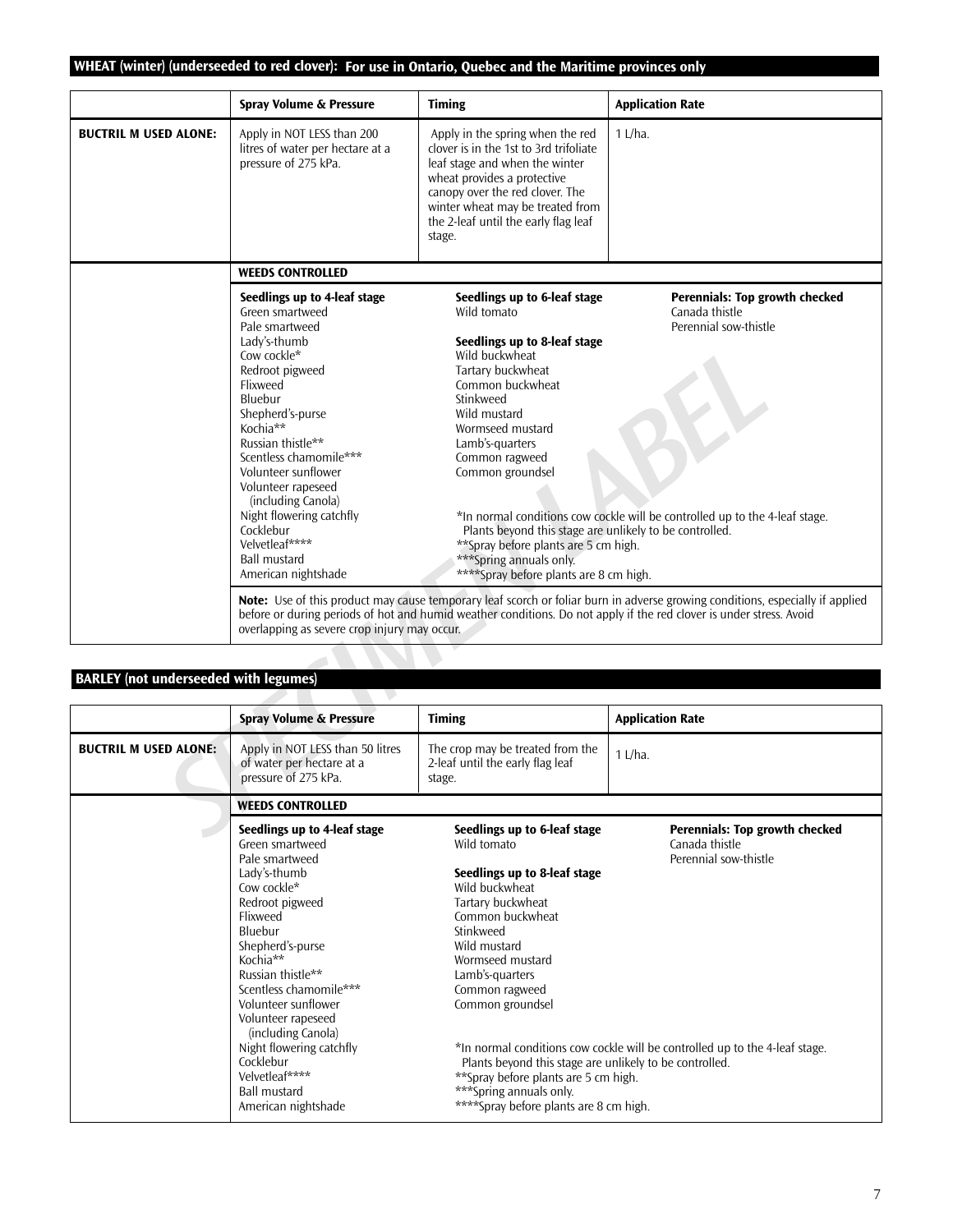## WHEAT (winter) (underseeded to red clover): For use in Ontario, Quebec and the Maritime provinces only

| | Spray Volume & Pressure | Timing | Application Rate |
|---|---|---|---|
| **BUCTRIL M USED ALONE:** | Apply in NOT LESS than 200 litres of water per hectare at a pressure of 275 kPa. | Apply in the spring when the red clover is in the 1st to 3rd trifoliate leaf stage and when the winter wheat provides a protective canopy over the red clover. The winter wheat may be treated from the 2-leaf until the early flag leaf stage. | 1 L/ha. |

**WEEDS CONTROLLED**

**Seedlings up to 4-leaf stage**
Green smartweed
Pale smartweed
Lady's-thumb
Cow cockle*
Redroot pigweed
Flixweed
Bluebur
Shepherd's-purse
Kochia**
Russian thistle**
Scentless chamomile***
Volunteer sunflower
Volunteer rapeseed (including Canola)
Night flowering catchfly
Cocklebur
Velvetleaf****
Ball mustard
American nightshade

**Seedlings up to 6-leaf stage**
Wild tomato

**Seedlings up to 8-leaf stage**
Wild buckwheat
Tartary buckwheat
Common buckwheat
Stinkweed
Wild mustard
Wormseed mustard
Lamb's-quarters
Common ragweed
Common groundsel

**Perennials: Top growth checked**
Canada thistle
Perennial sow-thistle

*In normal conditions cow cockle will be controlled up to the 4-leaf stage. Plants beyond this stage are unlikely to be controlled.
**Spray before plants are 5 cm high.
***Spring annuals only.
****Spray before plants are 8 cm high.

**Note:** Use of this product may cause temporary leaf scorch or foliar burn in adverse growing conditions, especially if applied before or during periods of hot and humid weather conditions. Do not apply if the red clover is under stress. Avoid overlapping as severe crop injury may occur.

## BARLEY (not underseeded with legumes)

| | Spray Volume & Pressure | Timing | Application Rate |
|---|---|---|---|
| **BUCTRIL M USED ALONE:** | Apply in NOT LESS than 50 litres of water per hectare at a pressure of 275 kPa. | The crop may be treated from the 2-leaf until the early flag leaf stage. | 1 L/ha. |

**WEEDS CONTROLLED**

**Seedlings up to 4-leaf stage**
Green smartweed
Pale smartweed
Lady's-thumb
Cow cockle*
Redroot pigweed
Flixweed
Bluebur
Shepherd's-purse
Kochia**
Russian thistle**
Scentless chamomile***
Volunteer sunflower
Volunteer rapeseed (including Canola)
Night flowering catchfly
Cocklebur
Velvetleaf****
Ball mustard
American nightshade

**Seedlings up to 6-leaf stage**
Wild tomato

**Seedlings up to 8-leaf stage**
Wild buckwheat
Tartary buckwheat
Common buckwheat
Stinkweed
Wild mustard
Wormseed mustard
Lamb's-quarters
Common ragweed
Common groundsel

**Perennials: Top growth checked**
Canada thistle
Perennial sow-thistle

*In normal conditions cow cockle will be controlled up to the 4-leaf stage. Plants beyond this stage are unlikely to be controlled.
**Spray before plants are 5 cm high.
***Spring annuals only.
****Spray before plants are 8 cm high.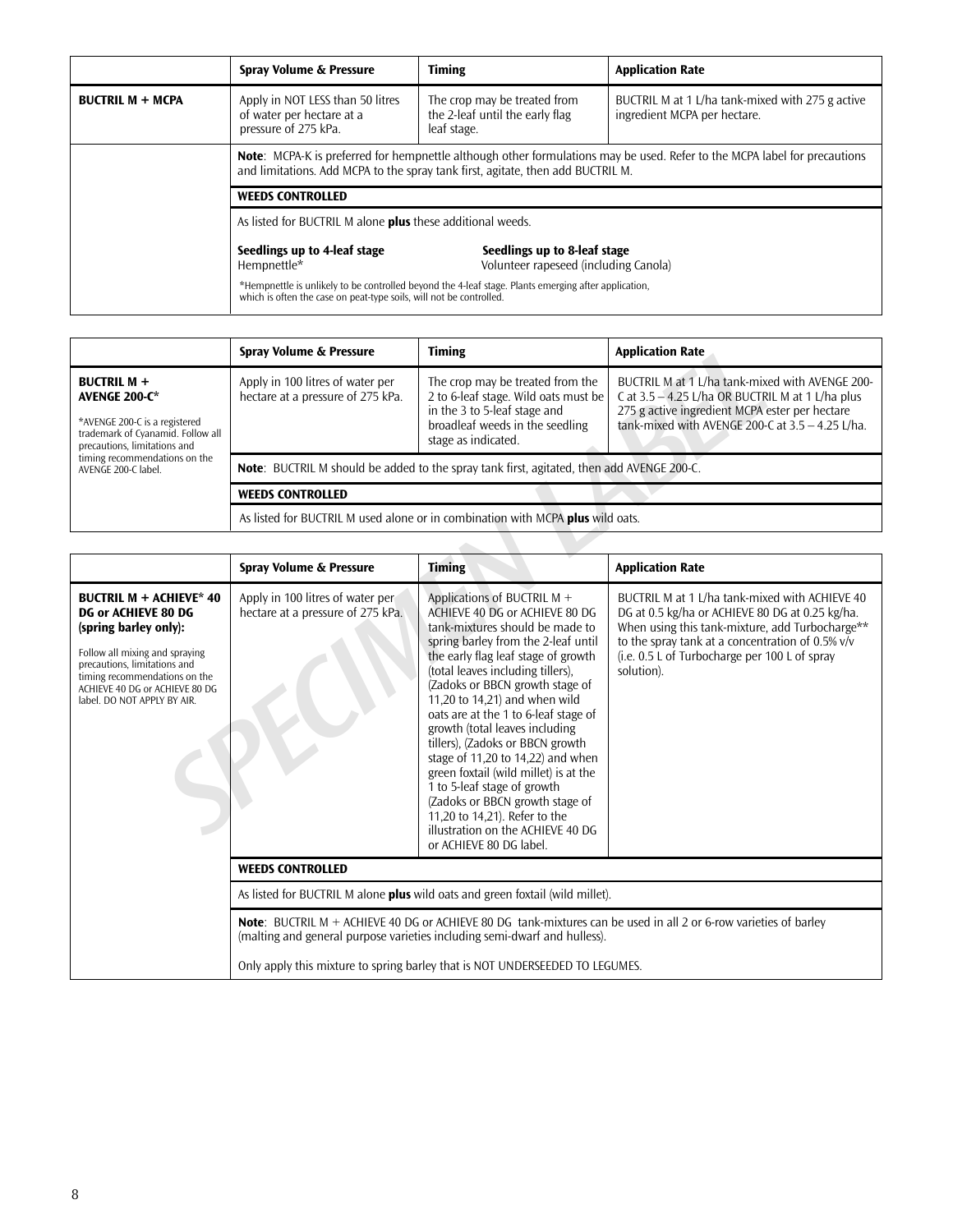| | Spray Volume & Pressure | Timing | Application Rate |
|---|---|---|---|
| **BUCTRIL M + MCPA** | Apply in NOT LESS than 50 litres of water per hectare at a pressure of 275 kPa. | The crop may be treated from the 2-leaf until the early flag leaf stage. | BUCTRIL M at 1 L/ha tank-mixed with 275 g active ingredient MCPA per hectare. |
| | **Note**: MCPA-K is preferred for hempnettle although other formulations may be used. Refer to the MCPA label for precautions and limitations. Add MCPA to the spray tank first, agitate, then add BUCTRIL M. | | |
| | **WEEDS CONTROLLED** | | |
| | As listed for BUCTRIL M alone **plus** these additional weeds. **Seedlings up to 4-leaf stage**: Hempnettle* **Seedlings up to 8-leaf stage**: Volunteer rapeseed (including Canola) *Hempnettle is unlikely to be controlled beyond the 4-leaf stage. Plants emerging after application, which is often the case on peat-type soils, will not be controlled. | | |

| | Spray Volume & Pressure | Timing | Application Rate |
|---|---|---|---|
| **BUCTRIL M + AVENGE 200-C*** *AVENGE 200-C is a registered trademark of Cyanamid. Follow all precautions, limitations and timing recommendations on the AVENGE 200-C label. | Apply in 100 litres of water per hectare at a pressure of 275 kPa. | The crop may be treated from the 2 to 6-leaf stage. Wild oats must be in the 3 to 5-leaf stage and broadleaf weeds in the seedling stage as indicated. | BUCTRIL M at 1 L/ha tank-mixed with AVENGE 200-C at 3.5 – 4.25 L/ha OR BUCTRIL M at 1 L/ha plus 275 g active ingredient MCPA ester per hectare tank-mixed with AVENGE 200-C at 3.5 – 4.25 L/ha. |
| | **Note**: BUCTRIL M should be added to the spray tank first, agitated, then add AVENGE 200-C. | | |
| | **WEEDS CONTROLLED** | | |
| | As listed for BUCTRIL M used alone or in combination with MCPA **plus** wild oats. | | |

| | Spray Volume & Pressure | Timing | Application Rate |
|---|---|---|---|
| **BUCTRIL M + ACHIEVE* 40 DG or ACHIEVE 80 DG (spring barley only):** Follow all mixing and spraying precautions, limitations and timing recommendations on the ACHIEVE 40 DG or ACHIEVE 80 DG label. DO NOT APPLY BY AIR. | Apply in 100 litres of water per hectare at a pressure of 275 kPa. | Applications of BUCTRIL M + ACHIEVE 40 DG or ACHIEVE 80 DG tank-mixtures should be made to spring barley from the 2-leaf until the early flag leaf stage of growth (total leaves including tillers), (Zadoks or BBCN growth stage of 11,20 to 14,21) and when wild oats are at the 1 to 6-leaf stage of growth (total leaves including tillers), (Zadoks or BBCN growth stage of 11,20 to 14,22) and when green foxtail (wild millet) is at the 1 to 5-leaf stage of growth (Zadoks or BBCN growth stage of 11,20 to 14,21). Refer to the illustration on the ACHIEVE 40 DG or ACHIEVE 80 DG label. | BUCTRIL M at 1 L/ha tank-mixed with ACHIEVE 40 DG at 0.5 kg/ha or ACHIEVE 80 DG at 0.25 kg/ha. When using this tank-mixture, add Turbocharge** to the spray tank at a concentration of 0.5% v/v (i.e. 0.5 L of Turbocharge per 100 L of spray solution). |
| | **WEEDS CONTROLLED** | | |
| | As listed for BUCTRIL M alone **plus** wild oats and green foxtail (wild millet). | | |
| | **Note**: BUCTRIL M + ACHIEVE 40 DG or ACHIEVE 80 DG tank-mixtures can be used in all 2 or 6-row varieties of barley (malting and general purpose varieties including semi-dwarf and hulless). Only apply this mixture to spring barley that is NOT UNDERSEEDED TO LEGUMES. | | |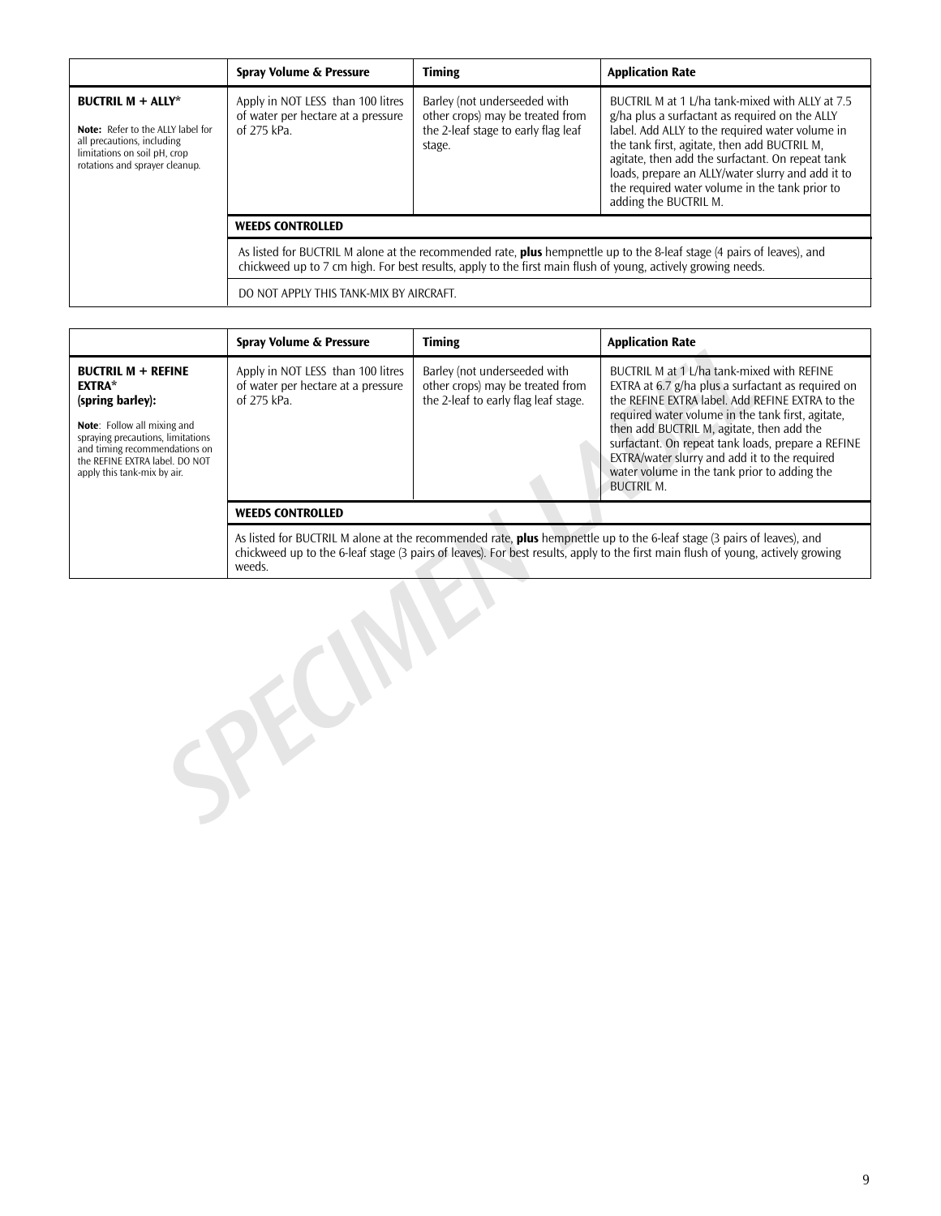| | Spray Volume & Pressure | Timing | Application Rate |
|---|---|---|---|
| **BUCTRIL M + ALLY***<br><br>**Note:** Refer to the ALLY label for all precautions, including limitations on soil pH, crop rotations and sprayer cleanup. | Apply in NOT LESS than 100 litres of water per hectare at a pressure of 275 kPa. | Barley (not underseeded with other crops) may be treated from the 2-leaf stage to early flag leaf stage. | BUCTRIL M at 1 L/ha tank-mixed with ALLY at 7.5 g/ha plus a surfactant as required on the ALLY label. Add ALLY to the required water volume in the tank first, agitate, then add BUCTRIL M, agitate, then add the surfactant. On repeat tank loads, prepare an ALLY/water slurry and add it to the required water volume in the tank prior to adding the BUCTRIL M. |
| | **WEEDS CONTROLLED** | | |
| | As listed for BUCTRIL M alone at the recommended rate, **plus** hempnettle up to the 8-leaf stage (4 pairs of leaves), and chickweed up to 7 cm high. For best results, apply to the first main flush of young, actively growing needs. | | |
| | DO NOT APPLY THIS TANK-MIX BY AIRCRAFT. | | |

| | Spray Volume & Pressure | Timing | Application Rate |
|---|---|---|---|
| **BUCTRIL M + REFINE EXTRA***<br>**(spring barley):**<br><br>**Note**: Follow all mixing and spraying precautions, limitations and timing recommendations on the REFINE EXTRA label. DO NOT apply this tank-mix by air. | Apply in NOT LESS than 100 litres of water per hectare at a pressure of 275 kPa. | Barley (not underseeded with other crops) may be treated from the 2-leaf to early flag leaf stage. | BUCTRIL M at 1 L/ha tank-mixed with REFINE EXTRA at 6.7 g/ha plus a surfactant as required on the REFINE EXTRA label. Add REFINE EXTRA to the required water volume in the tank first, agitate, then add BUCTRIL M, agitate, then add the surfactant. On repeat tank loads, prepare a REFINE EXTRA/water slurry and add it to the required water volume in the tank prior to adding the BUCTRIL M. |
| | **WEEDS CONTROLLED** | | |
| | As listed for BUCTRIL M alone at the recommended rate, **plus** hempnettle up to the 6-leaf stage (3 pairs of leaves), and chickweed up to the 6-leaf stage (3 pairs of leaves). For best results, apply to the first main flush of young, actively growing weeds. | | |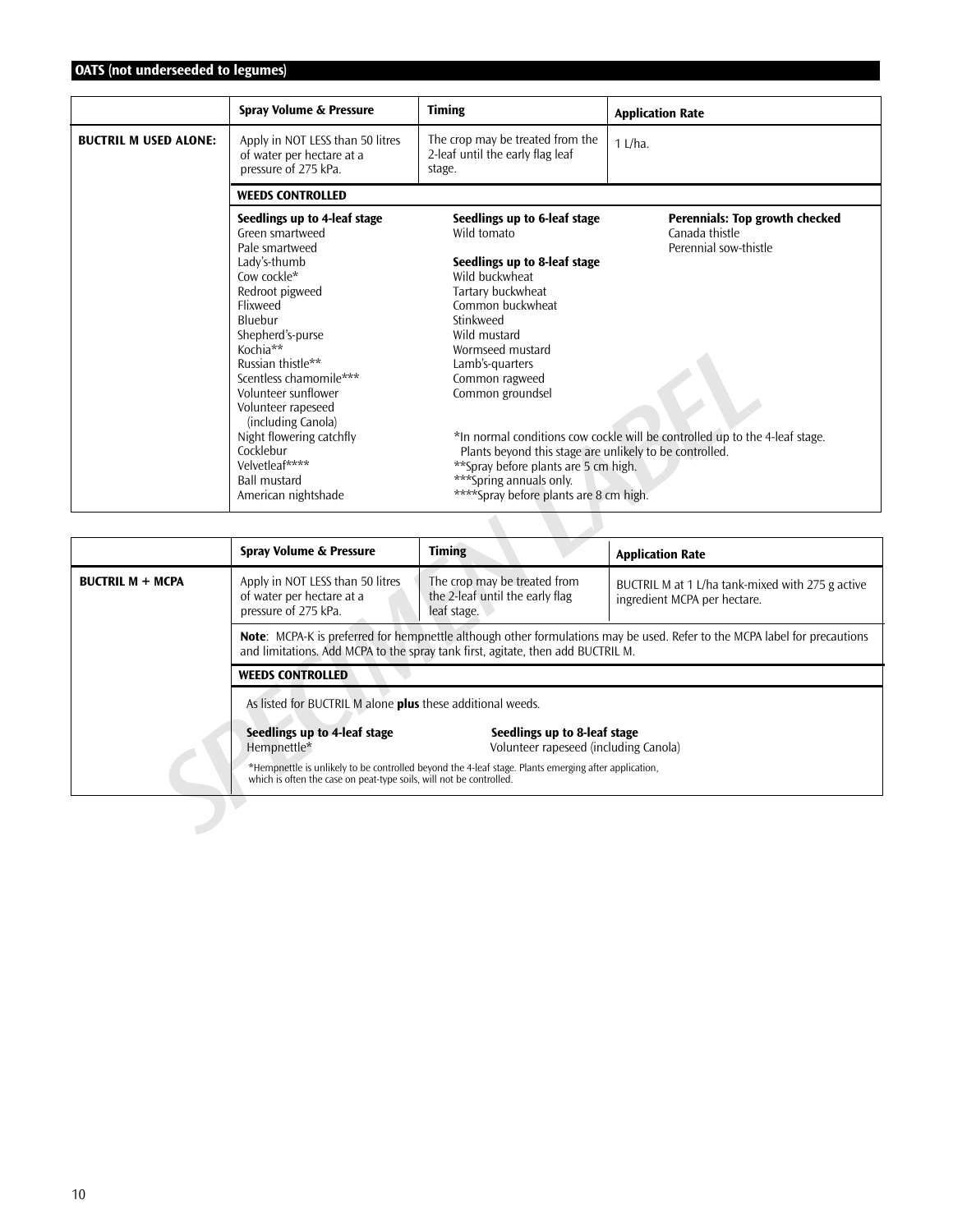## OATS (not underseeded to legumes)

| | Spray Volume & Pressure | Timing | Application Rate |
|---|---|---|---|
| **BUCTRIL M USED ALONE:** | Apply in NOT LESS than 50 litres of water per hectare at a pressure of 275 kPa. | The crop may be treated from the 2-leaf until the early flag leaf stage. | 1 L/ha. |

**WEEDS CONTROLLED**

| Seedlings up to 4-leaf stage | Seedlings up to 6-leaf stage | Perennials: Top growth checked |
|---|---|---|
| Green smartweed<br>Pale smartweed<br>Lady's-thumb<br>Cow cockle*<br>Redroot pigweed<br>Flixweed<br>Bluebur<br>Shepherd's-purse<br>Kochia**<br>Russian thistle**<br>Scentless chamomile***<br>Volunteer sunflower<br>Volunteer rapeseed (including Canola)<br>Night flowering catchfly<br>Cocklebur<br>Velvetleaf****<br>Ball mustard<br>American nightshade | Wild tomato<br><br>**Seedlings up to 8-leaf stage**<br>Wild buckwheat<br>Tartary buckwheat<br>Common buckwheat<br>Stinkweed<br>Wild mustard<br>Wormseed mustard<br>Lamb's-quarters<br>Common ragweed<br>Common groundsel | Canada thistle<br>Perennial sow-thistle |

*In normal conditions cow cockle will be controlled up to the 4-leaf stage. Plants beyond this stage are unlikely to be controlled.
**Spray before plants are 5 cm high.
***Spring annuals only.
****Spray before plants are 8 cm high.

| | Spray Volume & Pressure | Timing | Application Rate |
|---|---|---|---|
| **BUCTRIL M + MCPA** | Apply in NOT LESS than 50 litres of water per hectare at a pressure of 275 kPa. | The crop may be treated from the 2-leaf until the early flag leaf stage. | BUCTRIL M at 1 L/ha tank-mixed with 275 g active ingredient MCPA per hectare. |

**Note**: MCPA-K is preferred for hempnettle although other formulations may be used. Refer to the MCPA label for precautions and limitations. Add MCPA to the spray tank first, agitate, then add BUCTRIL M.

**WEEDS CONTROLLED**

As listed for BUCTRIL M alone **plus** these additional weeds.

| Seedlings up to 4-leaf stage | Seedlings up to 8-leaf stage |
|---|---|
| Hempnettle* | Volunteer rapeseed (including Canola) |

*Hempnettle is unlikely to be controlled beyond the 4-leaf stage. Plants emerging after application, which is often the case on peat-type soils, will not be controlled.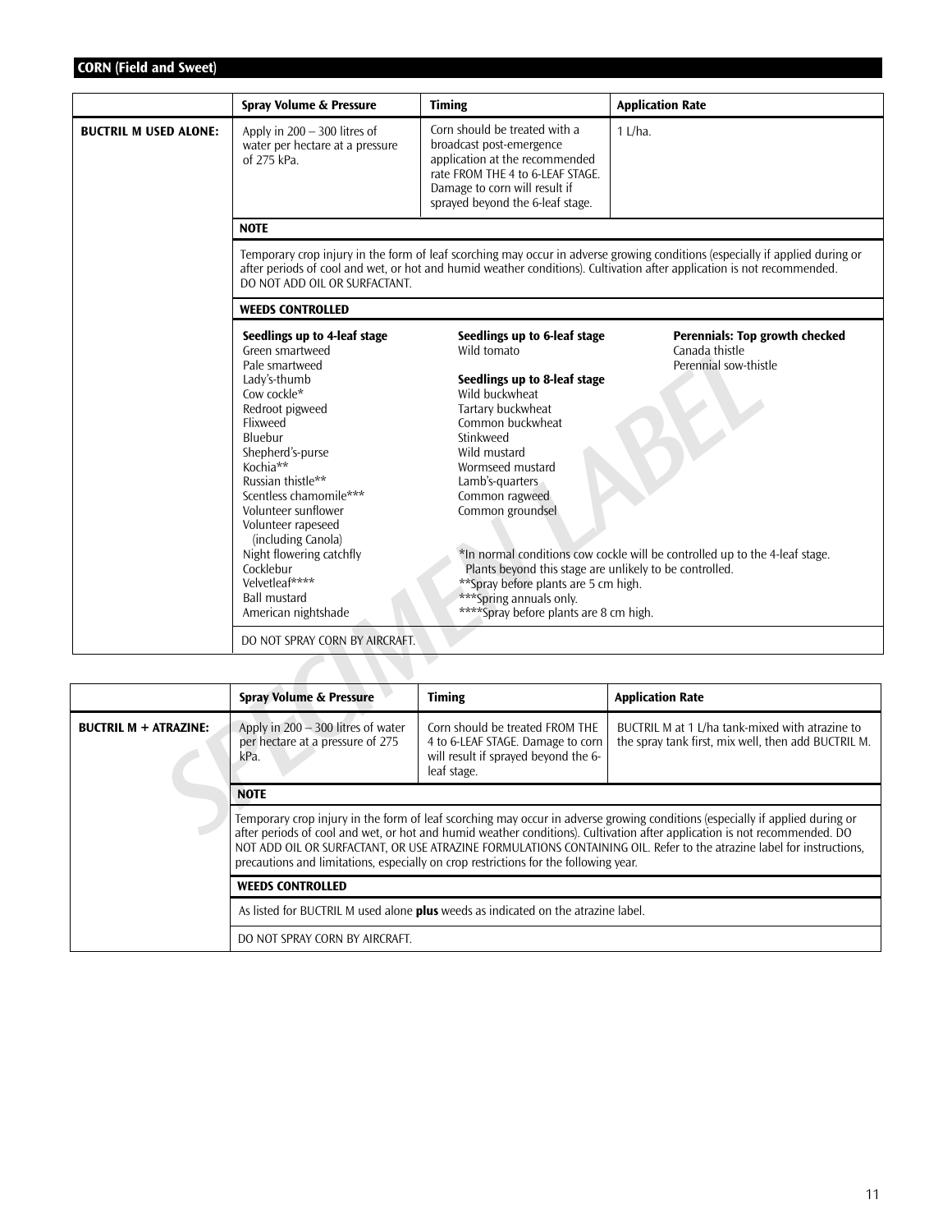## CORN (Field and Sweet)

| | Spray Volume & Pressure | Timing | Application Rate |
|---|---|---|---|
| **BUCTRIL M USED ALONE:** | Apply in 200 – 300 litres of water per hectare at a pressure of 275 kPa. | Corn should be treated with a broadcast post-emergence application at the recommended rate FROM THE 4 to 6-LEAF STAGE. Damage to corn will result if sprayed beyond the 6-leaf stage. | 1 L/ha. |

**NOTE**

Temporary crop injury in the form of leaf scorching may occur in adverse growing conditions (especially if applied during or after periods of cool and wet, or hot and humid weather conditions). Cultivation after application is not recommended. DO NOT ADD OIL OR SURFACTANT.

**WEEDS CONTROLLED**

**Seedlings up to 4-leaf stage**
- Green smartweed
- Pale smartweed
- Lady's-thumb
- Cow cockle*
- Redroot pigweed
- Flixweed
- Bluebur
- Shepherd's-purse
- Kochia**
- Russian thistle**
- Scentless chamomile***
- Volunteer sunflower
- Volunteer rapeseed (including Canola)
- Night flowering catchfly
- Cocklebur
- Velvetleaf****
- Ball mustard
- American nightshade

**Seedlings up to 6-leaf stage**
- Wild tomato

**Seedlings up to 8-leaf stage**
- Wild buckwheat
- Tartary buckwheat
- Common buckwheat
- Stinkweed
- Wild mustard
- Wormseed mustard
- Lamb's-quarters
- Common ragweed
- Common groundsel

**Perennials: Top growth checked**
- Canada thistle
- Perennial sow-thistle

*In normal conditions cow cockle will be controlled up to the 4-leaf stage. Plants beyond this stage are unlikely to be controlled.
**Spray before plants are 5 cm high.
***Spring annuals only.
****Spray before plants are 8 cm high.

DO NOT SPRAY CORN BY AIRCRAFT.

| | Spray Volume & Pressure | Timing | Application Rate |
|---|---|---|---|
| **BUCTRIL M + ATRAZINE:** | Apply in 200 – 300 litres of water per hectare at a pressure of 275 kPa. | Corn should be treated FROM THE 4 to 6-LEAF STAGE. Damage to corn will result if sprayed beyond the 6-leaf stage. | BUCTRIL M at 1 L/ha tank-mixed with atrazine to the spray tank first, mix well, then add BUCTRIL M. |

**NOTE**

Temporary crop injury in the form of leaf scorching may occur in adverse growing conditions (especially if applied during or after periods of cool and wet, or hot and humid weather conditions). Cultivation after application is not recommended. DO NOT ADD OIL OR SURFACTANT, OR USE ATRAZINE FORMULATIONS CONTAINING OIL. Refer to the atrazine label for instructions, precautions and limitations, especially on crop restrictions for the following year.

**WEEDS CONTROLLED**

As listed for BUCTRIL M used alone **plus** weeds as indicated on the atrazine label.

DO NOT SPRAY CORN BY AIRCRAFT.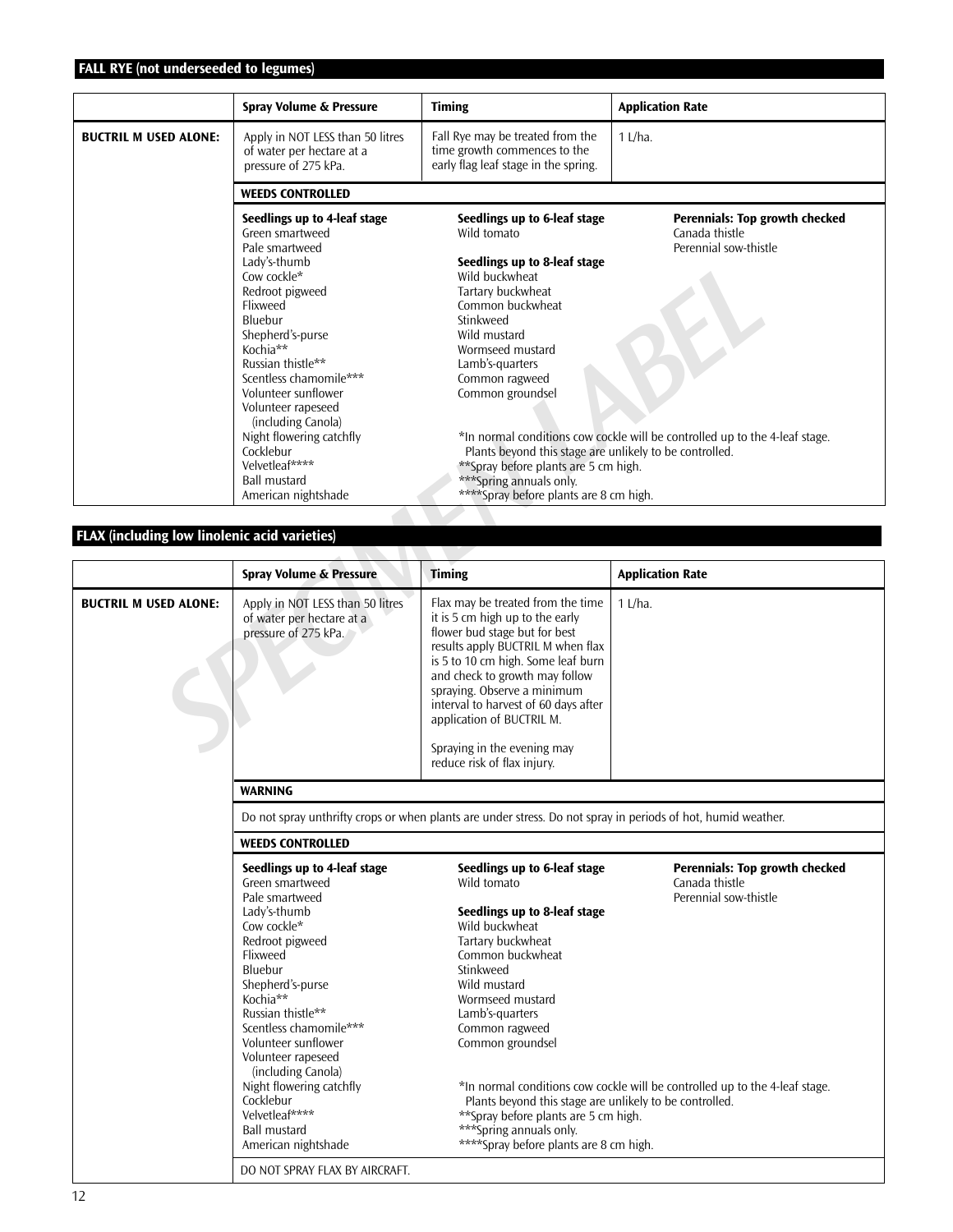## FALL RYE (not underseeded to legumes)

| | Spray Volume & Pressure | Timing | Application Rate |
|---|---|---|---|
| **BUCTRIL M USED ALONE:** | Apply in NOT LESS than 50 litres of water per hectare at a pressure of 275 kPa. | Fall Rye may be treated from the time growth commences to the early flag leaf stage in the spring. | 1 L/ha. |

**WEEDS CONTROLLED**

| Seedlings up to 4-leaf stage | Seedlings up to 6-leaf stage | Perennials: Top growth checked |
|---|---|---|
| Green smartweed | Wild tomato | Canada thistle |
| Pale smartweed | | Perennial sow-thistle |
| Lady's-thumb | **Seedlings up to 8-leaf stage** | |
| Cow cockle* | Wild buckwheat | |
| Redroot pigweed | Tartary buckwheat | |
| Flixweed | Common buckwheat | |
| Bluebur | Stinkweed | |
| Shepherd's-purse | Wild mustard | |
| Kochia** | Wormseed mustard | |
| Russian thistle** | Lamb's-quarters | |
| Scentless chamomile*** | Common ragweed | |
| Volunteer sunflower | Common groundsel | |
| Volunteer rapeseed (including Canola) | | |
| Night flowering catchfly | | |
| Cocklebur | | |
| Velvetleaf**** | | |
| Ball mustard | | |
| American nightshade | | |

*In normal conditions cow cockle will be controlled up to the 4-leaf stage. Plants beyond this stage are unlikely to be controlled.
**Spray before plants are 5 cm high.
***Spring annuals only.
****Spray before plants are 8 cm high.

## FLAX (including low linolenic acid varieties)

| | Spray Volume & Pressure | Timing | Application Rate |
|---|---|---|---|
| **BUCTRIL M USED ALONE:** | Apply in NOT LESS than 50 litres of water per hectare at a pressure of 275 kPa. | Flax may be treated from the time it is 5 cm high up to the early flower bud stage but for best results apply BUCTRIL M when flax is 5 to 10 cm high. Some leaf burn and check to growth may follow spraying. Observe a minimum interval to harvest of 60 days after application of BUCTRIL M.<br><br>Spraying in the evening may reduce risk of flax injury. | 1 L/ha. |

**WARNING**

Do not spray unthrifty crops or when plants are under stress. Do not spray in periods of hot, humid weather.

**WEEDS CONTROLLED**

| Seedlings up to 4-leaf stage | Seedlings up to 6-leaf stage | Perennials: Top growth checked |
|---|---|---|
| Green smartweed | Wild tomato | Canada thistle |
| Pale smartweed | | Perennial sow-thistle |
| Lady's-thumb | **Seedlings up to 8-leaf stage** | |
| Cow cockle* | Wild buckwheat | |
| Redroot pigweed | Tartary buckwheat | |
| Flixweed | Common buckwheat | |
| Bluebur | Stinkweed | |
| Shepherd's-purse | Wild mustard | |
| Kochia** | Wormseed mustard | |
| Russian thistle** | Lamb's-quarters | |
| Scentless chamomile*** | Common ragweed | |
| Volunteer sunflower | Common groundsel | |
| Volunteer rapeseed (including Canola) | | |
| Night flowering catchfly | | |
| Cocklebur | | |
| Velvetleaf**** | | |
| Ball mustard | | |
| American nightshade | | |

*In normal conditions cow cockle will be controlled up to the 4-leaf stage. Plants beyond this stage are unlikely to be controlled.
**Spray before plants are 5 cm high.
***Spring annuals only.
****Spray before plants are 8 cm high.

DO NOT SPRAY FLAX BY AIRCRAFT.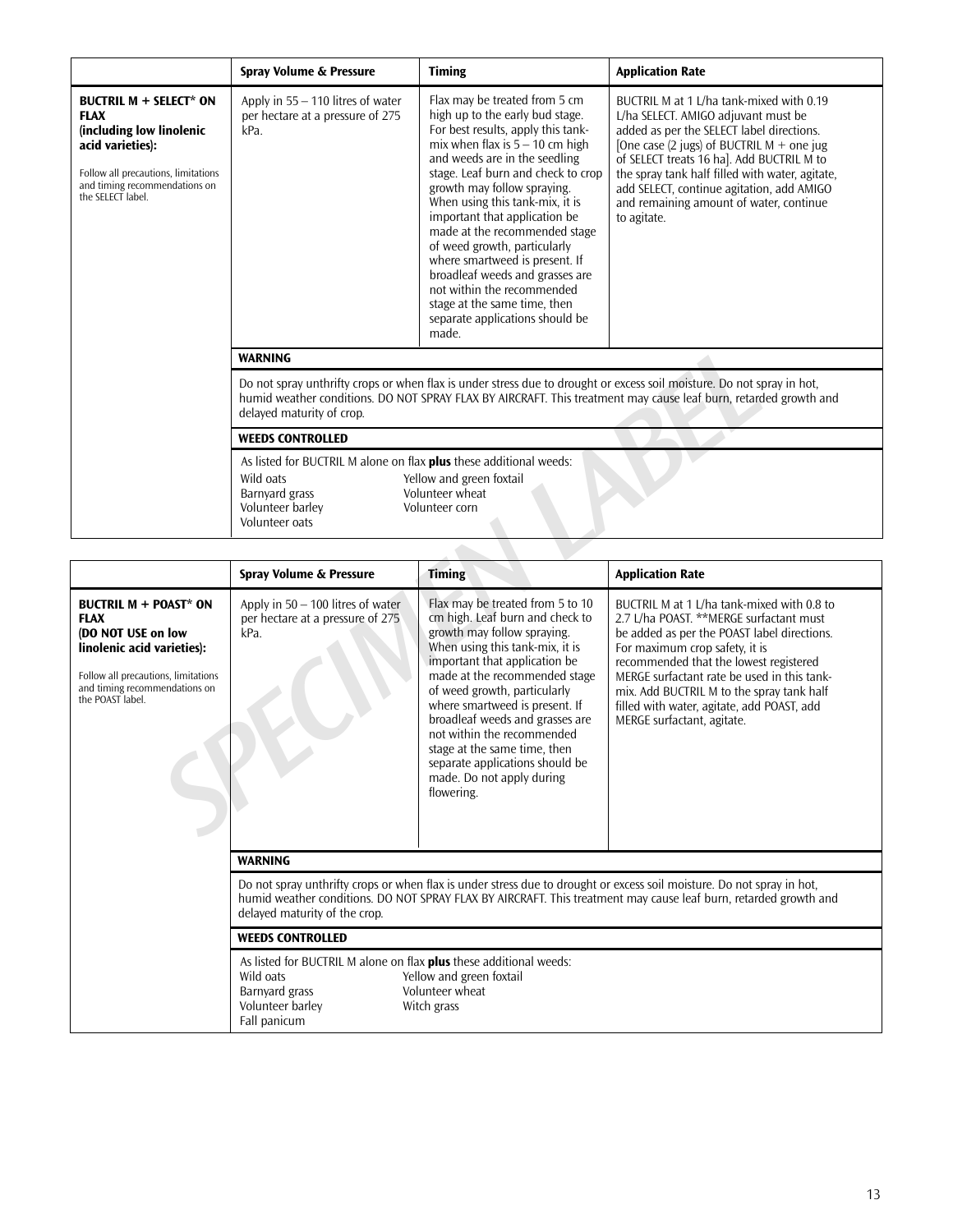| | Spray Volume & Pressure | Timing | Application Rate |
|---|---|---|---|
| **BUCTRIL M + SELECT* ON FLAX (including low linolenic acid varieties):** Follow all precautions, limitations and timing recommendations on the SELECT label. | Apply in 55 – 110 litres of water per hectare at a pressure of 275 kPa. | Flax may be treated from 5 cm high up to the early bud stage. For best results, apply this tank-mix when flax is 5 – 10 cm high and weeds are in the seedling stage. Leaf burn and check to crop growth may follow spraying. When using this tank-mix, it is important that application be made at the recommended stage of weed growth, particularly where smartweed is present. If broadleaf weeds and grasses are not within the recommended stage at the same time, then separate applications should be made. | BUCTRIL M at 1 L/ha tank-mixed with 0.19 L/ha SELECT. AMIGO adjuvant must be added as per the SELECT label directions. [One case (2 jugs) of BUCTRIL M + one jug of SELECT treats 16 ha]. Add BUCTRIL M to the spray tank half filled with water, agitate, add SELECT, continue agitation, add AMIGO and remaining amount of water, continue to agitate. |
| | **WARNING** | | |
| | Do not spray unthrifty crops or when flax is under stress due to drought or excess soil moisture. Do not spray in hot, humid weather conditions. DO NOT SPRAY FLAX BY AIRCRAFT. This treatment may cause leaf burn, retarded growth and delayed maturity of crop. | | |
| | **WEEDS CONTROLLED** | | |
| | As listed for BUCTRIL M alone on flax **plus** these additional weeds: Wild oats, Barnyard grass, Volunteer barley, Volunteer oats, Yellow and green foxtail, Volunteer wheat, Volunteer corn | | |

| | Spray Volume & Pressure | Timing | Application Rate |
|---|---|---|---|
| **BUCTRIL M + POAST* ON FLAX (DO NOT USE on low linolenic acid varieties):** Follow all precautions, limitations and timing recommendations on the POAST label. | Apply in 50 – 100 litres of water per hectare at a pressure of 275 kPa. | Flax may be treated from 5 to 10 cm high. Leaf burn and check to growth may follow spraying. When using this tank-mix, it is important that application be made at the recommended stage of weed growth, particularly where smartweed is present. If broadleaf weeds and grasses are not within the recommended stage at the same time, then separate applications should be made. Do not apply during flowering. | BUCTRIL M at 1 L/ha tank-mixed with 0.8 to 2.7 L/ha POAST. **MERGE surfactant must be added as per the POAST label directions. For maximum crop safety, it is recommended that the lowest registered MERGE surfactant rate be used in this tank-mix. Add BUCTRIL M to the spray tank half filled with water, agitate, add POAST, add MERGE surfactant, agitate. |
| | **WARNING** | | |
| | Do not spray unthrifty crops or when flax is under stress due to drought or excess soil moisture. Do not spray in hot, humid weather conditions. DO NOT SPRAY FLAX BY AIRCRAFT. This treatment may cause leaf burn, retarded growth and delayed maturity of the crop. | | |
| | **WEEDS CONTROLLED** | | |
| | As listed for BUCTRIL M alone on flax **plus** these additional weeds: Wild oats, Barnyard grass, Volunteer barley, Fall panicum, Yellow and green foxtail, Volunteer wheat, Witch grass | | |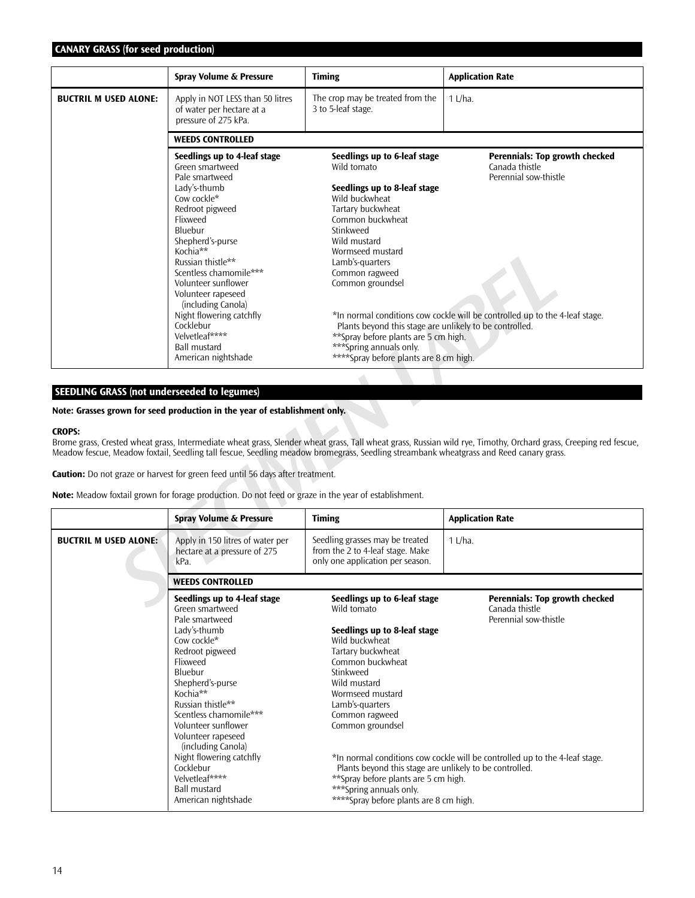## CANARY GRASS (for seed production)

| | Spray Volume & Pressure | Timing | Application Rate |
|---|---|---|---|
| **BUCTRIL M USED ALONE:** | Apply in NOT LESS than 50 litres of water per hectare at a pressure of 275 kPa. | The crop may be treated from the 3 to 5-leaf stage. | 1 L/ha. |

**WEEDS CONTROLLED**

| Seedlings up to 4-leaf stage | Seedlings up to 6-leaf stage | Perennials: Top growth checked |
|---|---|---|
| Green smartweed<br>Pale smartweed<br>Lady's-thumb<br>Cow cockle*<br>Redroot pigweed<br>Flixweed<br>Bluebur<br>Shepherd's-purse<br>Kochia**<br>Russian thistle**<br>Scentless chamomile***<br>Volunteer sunflower<br>Volunteer rapeseed (including Canola)<br>Night flowering catchfly<br>Cocklebur<br>Velvetleaf****<br>Ball mustard<br>American nightshade | Wild tomato<br><br>**Seedlings up to 8-leaf stage**<br>Wild buckwheat<br>Tartary buckwheat<br>Common buckwheat<br>Stinkweed<br>Wild mustard<br>Wormseed mustard<br>Lamb's-quarters<br>Common ragweed<br>Common groundsel | Canada thistle<br>Perennial sow-thistle |

*In normal conditions cow cockle will be controlled up to the 4-leaf stage. Plants beyond this stage are unlikely to be controlled.
**Spray before plants are 5 cm high.
***Spring annuals only.
****Spray before plants are 8 cm high.

## SEEDLING GRASS (not underseeded to legumes)

**Note: Grasses grown for seed production in the year of establishment only.**

**CROPS:**
Brome grass, Crested wheat grass, Intermediate wheat grass, Slender wheat grass, Tall wheat grass, Russian wild rye, Timothy, Orchard grass, Creeping red fescue, Meadow fescue, Meadow foxtail, Seedling tall fescue, Seedling meadow bromegrass, Seedling streambank wheatgrass and Reed canary grass.

**Caution:** Do not graze or harvest for green feed until 56 days after treatment.

**Note:** Meadow foxtail grown for forage production. Do not feed or graze in the year of establishment.

| | Spray Volume & Pressure | Timing | Application Rate |
|---|---|---|---|
| **BUCTRIL M USED ALONE:** | Apply in 150 litres of water per hectare at a pressure of 275 kPa. | Seedling grasses may be treated from the 2 to 4-leaf stage. Make only one application per season. | 1 L/ha. |

**WEEDS CONTROLLED**

| Seedlings up to 4-leaf stage | Seedlings up to 6-leaf stage | Perennials: Top growth checked |
|---|---|---|
| Green smartweed<br>Pale smartweed<br>Lady's-thumb<br>Cow cockle*<br>Redroot pigweed<br>Flixweed<br>Bluebur<br>Shepherd's-purse<br>Kochia**<br>Russian thistle**<br>Scentless chamomile***<br>Volunteer sunflower<br>Volunteer rapeseed (including Canola)<br>Night flowering catchfly<br>Cocklebur<br>Velvetleaf****<br>Ball mustard<br>American nightshade | Wild tomato<br><br>**Seedlings up to 8-leaf stage**<br>Wild buckwheat<br>Tartary buckwheat<br>Common buckwheat<br>Stinkweed<br>Wild mustard<br>Wormseed mustard<br>Lamb's-quarters<br>Common ragweed<br>Common groundsel | Canada thistle<br>Perennial sow-thistle |

*In normal conditions cow cockle will be controlled up to the 4-leaf stage. Plants beyond this stage are unlikely to be controlled.
**Spray before plants are 5 cm high.
***Spring annuals only.
****Spray before plants are 8 cm high.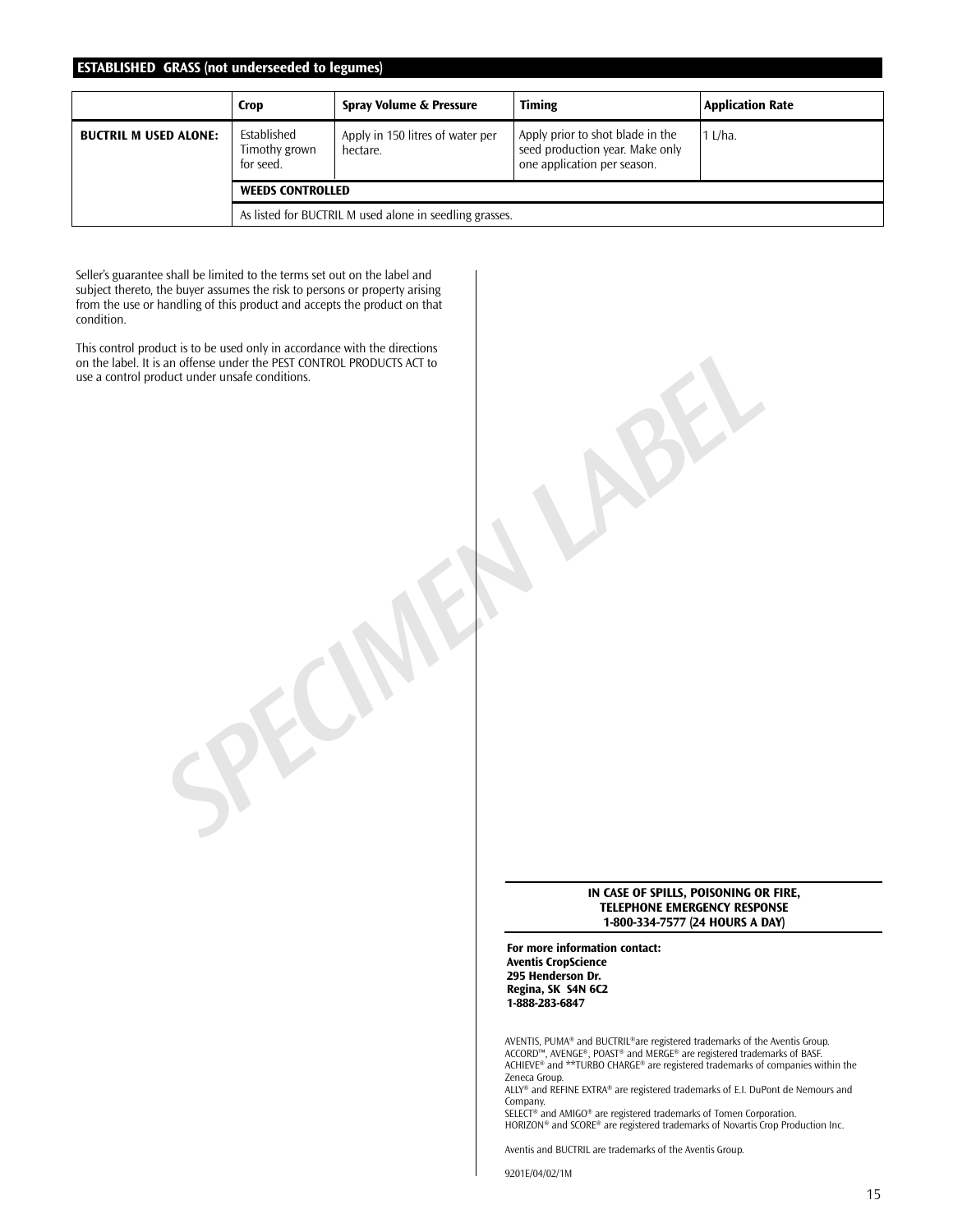## ESTABLISHED GRASS (not underseeded to legumes)

| | Crop | Spray Volume & Pressure | Timing | Application Rate |
|---|---|---|---|---|
| **BUCTRIL M USED ALONE:** | Established Timothy grown for seed. | Apply in 150 litres of water per hectare. | Apply prior to shot blade in the seed production year. Make only one application per season. | 1 L/ha. |
| | **WEEDS CONTROLLED** | | | |
| | As listed for BUCTRIL M used alone in seedling grasses. | | | |

Seller's guarantee shall be limited to the terms set out on the label and subject thereto, the buyer assumes the risk to persons or property arising from the use or handling of this product and accepts the product on that condition.

This control product is to be used only in accordance with the directions on the label. It is an offense under the PEST CONTROL PRODUCTS ACT to use a control product under unsafe conditions.

SPECIMEN LABEL

**IN CASE OF SPILLS, POISONING OR FIRE, TELEPHONE EMERGENCY RESPONSE 1-800-334-7577 (24 HOURS A DAY)**

**For more information contact:**
**Aventis CropScience**
**295 Henderson Dr.**
**Regina, SK S4N 6C2**
**1-888-283-6847**

AVENTIS, PUMA® and BUCTRIL®are registered trademarks of the Aventis Group.
ACCORD™, AVENGE®, POAST® and MERGE® are registered trademarks of BASF.
ACHIEVE® and **TURBO CHARGE® are registered trademarks of companies within the Zeneca Group.
ALLY® and REFINE EXTRA® are registered trademarks of E.I. DuPont de Nemours and Company.
SELECT® and AMIGO® are registered trademarks of Tomen Corporation.
HORIZON® and SCORE® are registered trademarks of Novartis Crop Production Inc.

Aventis and BUCTRIL are trademarks of the Aventis Group.

9201E/04/02/1M